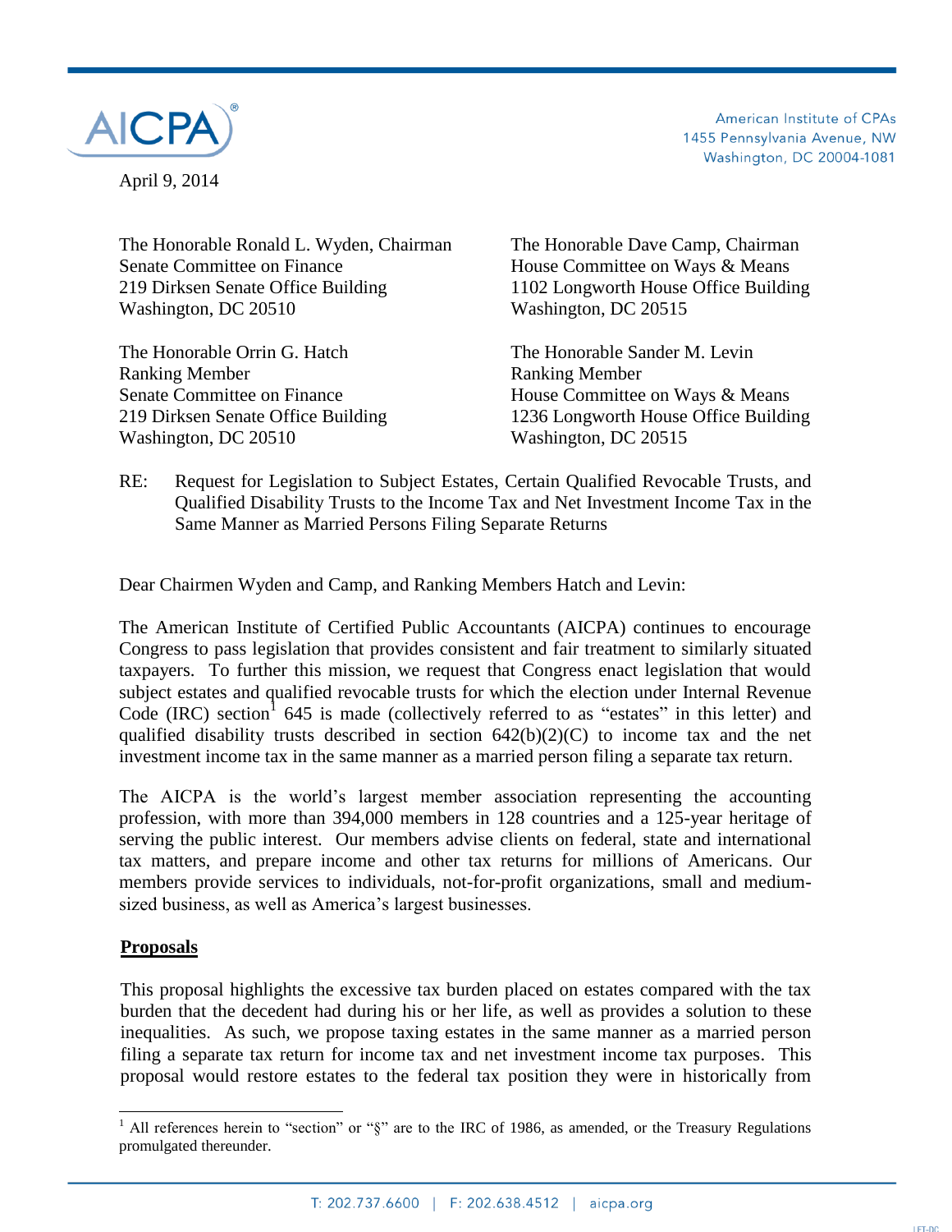AICPA

American Institute of CPAs
1455 Pennsylvania Avenue, NW
Washington, DC 20004-1081

April 9, 2014

The Honorable Ronald L. Wyden, Chairman
Senate Committee on Finance
219 Dirksen Senate Office Building
Washington, DC 20510

The Honorable Dave Camp, Chairman
House Committee on Ways & Means
1102 Longworth House Office Building
Washington, DC 20515

The Honorable Orrin G. Hatch
Ranking Member
Senate Committee on Finance
219 Dirksen Senate Office Building
Washington, DC 20510

The Honorable Sander M. Levin
Ranking Member
House Committee on Ways & Means
1236 Longworth House Office Building
Washington, DC 20515

RE: Request for Legislation to Subject Estates, Certain Qualified Revocable Trusts, and Qualified Disability Trusts to the Income Tax and Net Investment Income Tax in the Same Manner as Married Persons Filing Separate Returns

Dear Chairmen Wyden and Camp, and Ranking Members Hatch and Levin:

The American Institute of Certified Public Accountants (AICPA) continues to encourage Congress to pass legislation that provides consistent and fair treatment to similarly situated taxpayers. To further this mission, we request that Congress enact legislation that would subject estates and qualified revocable trusts for which the election under Internal Revenue Code (IRC) section[1] 645 is made (collectively referred to as "estates" in this letter) and qualified disability trusts described in section 642(b)(2)(C) to income tax and the net investment income tax in the same manner as a married person filing a separate tax return.

The AICPA is the world's largest member association representing the accounting profession, with more than 394,000 members in 128 countries and a 125-year heritage of serving the public interest. Our members advise clients on federal, state and international tax matters, and prepare income and other tax returns for millions of Americans. Our members provide services to individuals, not-for-profit organizations, small and medium-sized business, as well as America's largest businesses.

**Proposals**

This proposal highlights the excessive tax burden placed on estates compared with the tax burden that the decedent had during his or her life, as well as provides a solution to these inequalities. As such, we propose taxing estates in the same manner as a married person filing a separate tax return for income tax and net investment income tax purposes. This proposal would restore estates to the federal tax position they were in historically from

[1] All references herein to "section" or "§" are to the IRC of 1986, as amended, or the Treasury Regulations promulgated thereunder.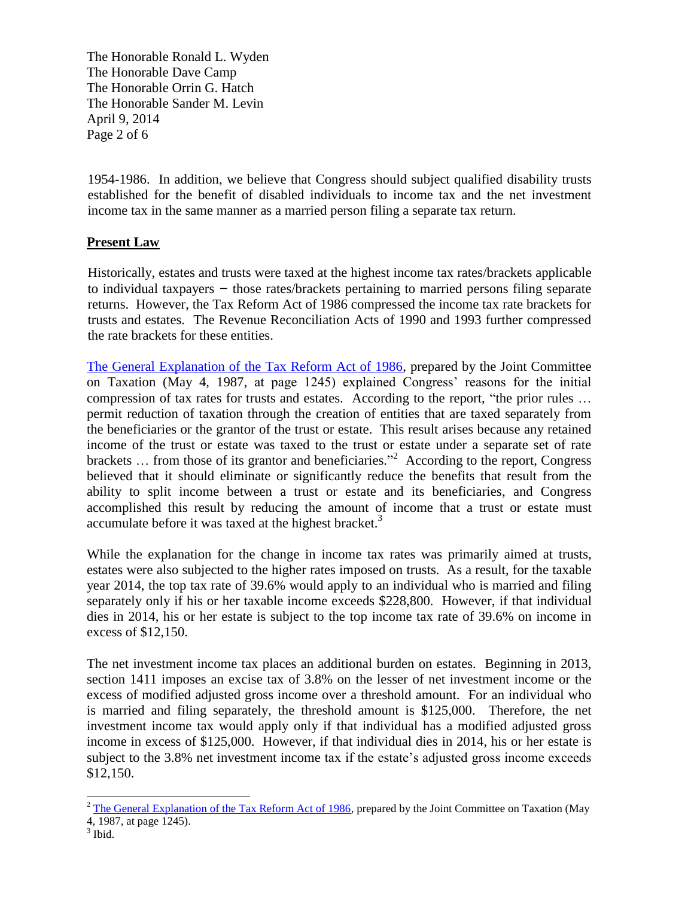1954-1986. In addition, we believe that Congress should subject qualified disability trusts established for the benefit of disabled individuals to income tax and the net investment income tax in the same manner as a married person filing a separate tax return.

**Present Law**

Historically, estates and trusts were taxed at the highest income tax rates/brackets applicable to individual taxpayers − those rates/brackets pertaining to married persons filing separate returns. However, the Tax Reform Act of 1986 compressed the income tax rate brackets for trusts and estates. The Revenue Reconciliation Acts of 1990 and 1993 further compressed the rate brackets for these entities.

The General Explanation of the Tax Reform Act of 1986, prepared by the Joint Committee on Taxation (May 4, 1987, at page 1245) explained Congress' reasons for the initial compression of tax rates for trusts and estates. According to the report, "the prior rules … permit reduction of taxation through the creation of entities that are taxed separately from the beneficiaries or the grantor of the trust or estate. This result arises because any retained income of the trust or estate was taxed to the trust or estate under a separate set of rate brackets … from those of its grantor and beneficiaries."[2] According to the report, Congress believed that it should eliminate or significantly reduce the benefits that result from the ability to split income between a trust or estate and its beneficiaries, and Congress accomplished this result by reducing the amount of income that a trust or estate must accumulate before it was taxed at the highest bracket.[3]

While the explanation for the change in income tax rates was primarily aimed at trusts, estates were also subjected to the higher rates imposed on trusts. As a result, for the taxable year 2014, the top tax rate of 39.6% would apply to an individual who is married and filing separately only if his or her taxable income exceeds $228,800. However, if that individual dies in 2014, his or her estate is subject to the top income tax rate of 39.6% on income in excess of $12,150.

The net investment income tax places an additional burden on estates. Beginning in 2013, section 1411 imposes an excise tax of 3.8% on the lesser of net investment income or the excess of modified adjusted gross income over a threshold amount. For an individual who is married and filing separately, the threshold amount is $125,000. Therefore, the net investment income tax would apply only if that individual has a modified adjusted gross income in excess of $125,000. However, if that individual dies in 2014, his or her estate is subject to the 3.8% net investment income tax if the estate's adjusted gross income exceeds $12,150.

---

[2] The General Explanation of the Tax Reform Act of 1986, prepared by the Joint Committee on Taxation (May 4, 1987, at page 1245).

[3] Ibid.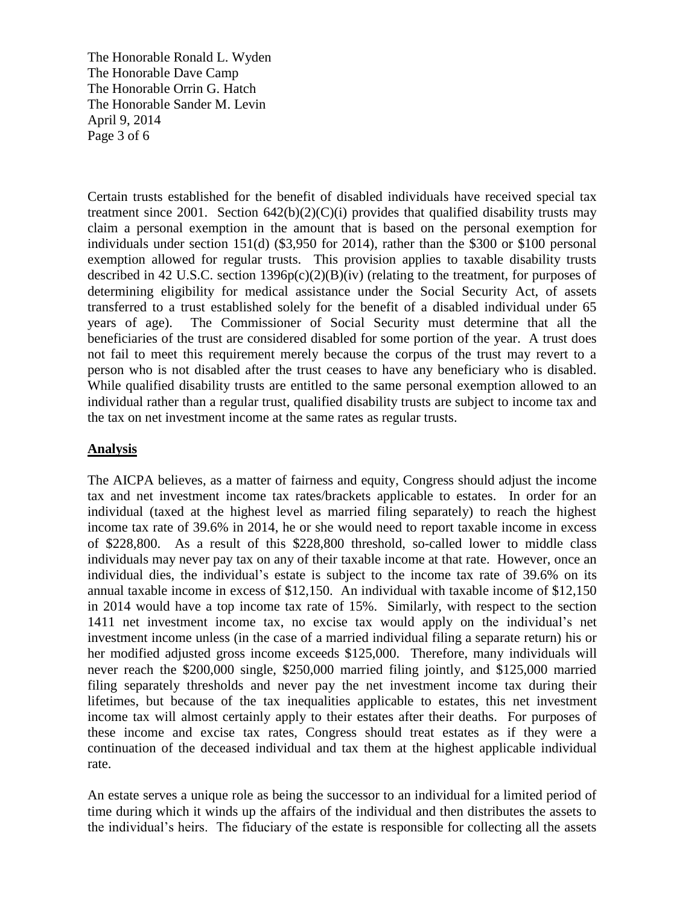Certain trusts established for the benefit of disabled individuals have received special tax treatment since 2001. Section 642(b)(2)(C)(i) provides that qualified disability trusts may claim a personal exemption in the amount that is based on the personal exemption for individuals under section 151(d) ($3,950 for 2014), rather than the $300 or $100 personal exemption allowed for regular trusts. This provision applies to taxable disability trusts described in 42 U.S.C. section 1396p(c)(2)(B)(iv) (relating to the treatment, for purposes of determining eligibility for medical assistance under the Social Security Act, of assets transferred to a trust established solely for the benefit of a disabled individual under 65 years of age). The Commissioner of Social Security must determine that all the beneficiaries of the trust are considered disabled for some portion of the year. A trust does not fail to meet this requirement merely because the corpus of the trust may revert to a person who is not disabled after the trust ceases to have any beneficiary who is disabled. While qualified disability trusts are entitled to the same personal exemption allowed to an individual rather than a regular trust, qualified disability trusts are subject to income tax and the tax on net investment income at the same rates as regular trusts.

## Analysis

The AICPA believes, as a matter of fairness and equity, Congress should adjust the income tax and net investment income tax rates/brackets applicable to estates. In order for an individual (taxed at the highest level as married filing separately) to reach the highest income tax rate of 39.6% in 2014, he or she would need to report taxable income in excess of $228,800. As a result of this $228,800 threshold, so-called lower to middle class individuals may never pay tax on any of their taxable income at that rate. However, once an individual dies, the individual's estate is subject to the income tax rate of 39.6% on its annual taxable income in excess of $12,150. An individual with taxable income of $12,150 in 2014 would have a top income tax rate of 15%. Similarly, with respect to the section 1411 net investment income tax, no excise tax would apply on the individual's net investment income unless (in the case of a married individual filing a separate return) his or her modified adjusted gross income exceeds $125,000. Therefore, many individuals will never reach the $200,000 single, $250,000 married filing jointly, and $125,000 married filing separately thresholds and never pay the net investment income tax during their lifetimes, but because of the tax inequalities applicable to estates, this net investment income tax will almost certainly apply to their estates after their deaths. For purposes of these income and excise tax rates, Congress should treat estates as if they were a continuation of the deceased individual and tax them at the highest applicable individual rate.

An estate serves a unique role as being the successor to an individual for a limited period of time during which it winds up the affairs of the individual and then distributes the assets to the individual's heirs. The fiduciary of the estate is responsible for collecting all the assets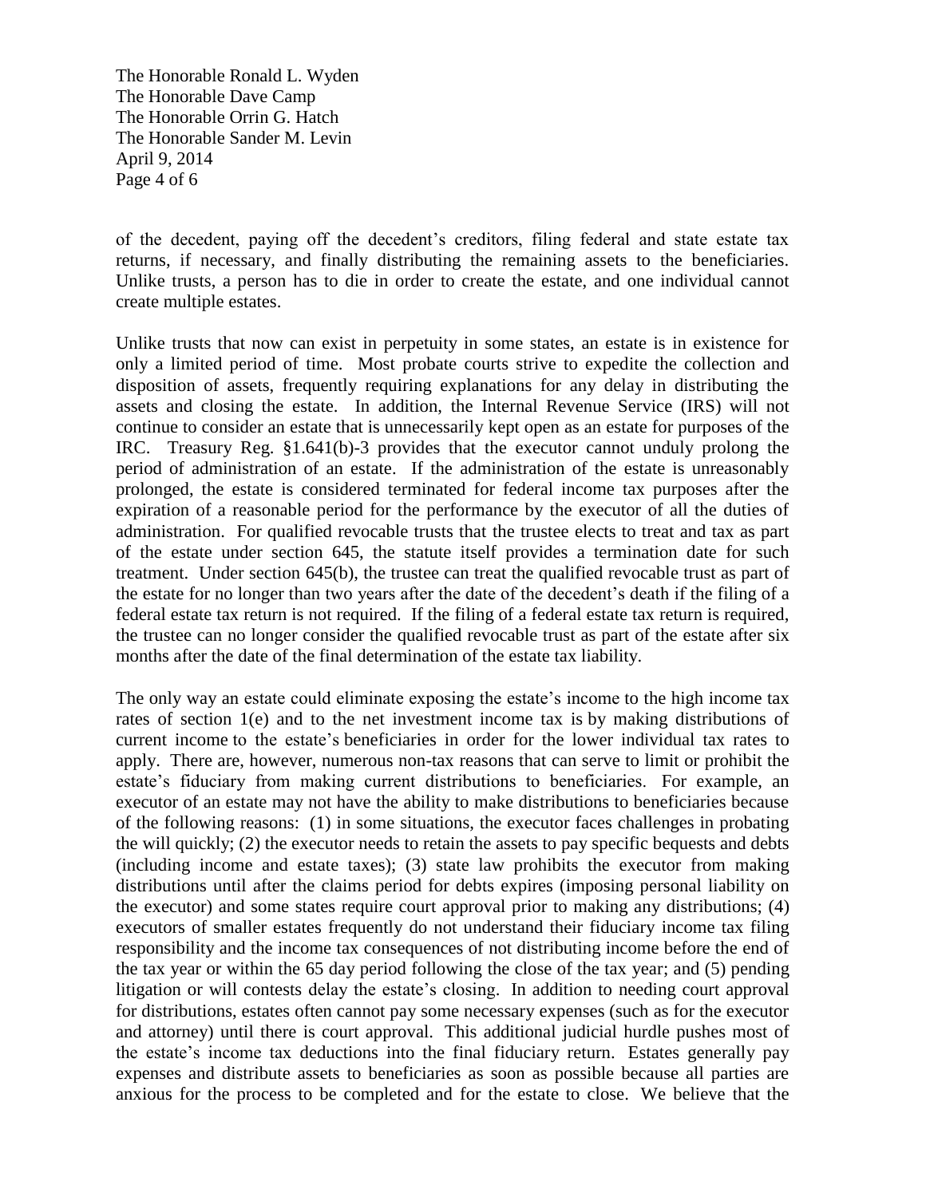of the decedent, paying off the decedent's creditors, filing federal and state estate tax returns, if necessary, and finally distributing the remaining assets to the beneficiaries. Unlike trusts, a person has to die in order to create the estate, and one individual cannot create multiple estates.

Unlike trusts that now can exist in perpetuity in some states, an estate is in existence for only a limited period of time. Most probate courts strive to expedite the collection and disposition of assets, frequently requiring explanations for any delay in distributing the assets and closing the estate. In addition, the Internal Revenue Service (IRS) will not continue to consider an estate that is unnecessarily kept open as an estate for purposes of the IRC. Treasury Reg. §1.641(b)-3 provides that the executor cannot unduly prolong the period of administration of an estate. If the administration of the estate is unreasonably prolonged, the estate is considered terminated for federal income tax purposes after the expiration of a reasonable period for the performance by the executor of all the duties of administration. For qualified revocable trusts that the trustee elects to treat and tax as part of the estate under section 645, the statute itself provides a termination date for such treatment. Under section 645(b), the trustee can treat the qualified revocable trust as part of the estate for no longer than two years after the date of the decedent's death if the filing of a federal estate tax return is not required. If the filing of a federal estate tax return is required, the trustee can no longer consider the qualified revocable trust as part of the estate after six months after the date of the final determination of the estate tax liability.

The only way an estate could eliminate exposing the estate's income to the high income tax rates of section 1(e) and to the net investment income tax is by making distributions of current income to the estate's beneficiaries in order for the lower individual tax rates to apply. There are, however, numerous non-tax reasons that can serve to limit or prohibit the estate's fiduciary from making current distributions to beneficiaries. For example, an executor of an estate may not have the ability to make distributions to beneficiaries because of the following reasons: (1) in some situations, the executor faces challenges in probating the will quickly; (2) the executor needs to retain the assets to pay specific bequests and debts (including income and estate taxes); (3) state law prohibits the executor from making distributions until after the claims period for debts expires (imposing personal liability on the executor) and some states require court approval prior to making any distributions; (4) executors of smaller estates frequently do not understand their fiduciary income tax filing responsibility and the income tax consequences of not distributing income before the end of the tax year or within the 65 day period following the close of the tax year; and (5) pending litigation or will contests delay the estate's closing. In addition to needing court approval for distributions, estates often cannot pay some necessary expenses (such as for the executor and attorney) until there is court approval. This additional judicial hurdle pushes most of the estate's income tax deductions into the final fiduciary return. Estates generally pay expenses and distribute assets to beneficiaries as soon as possible because all parties are anxious for the process to be completed and for the estate to close. We believe that the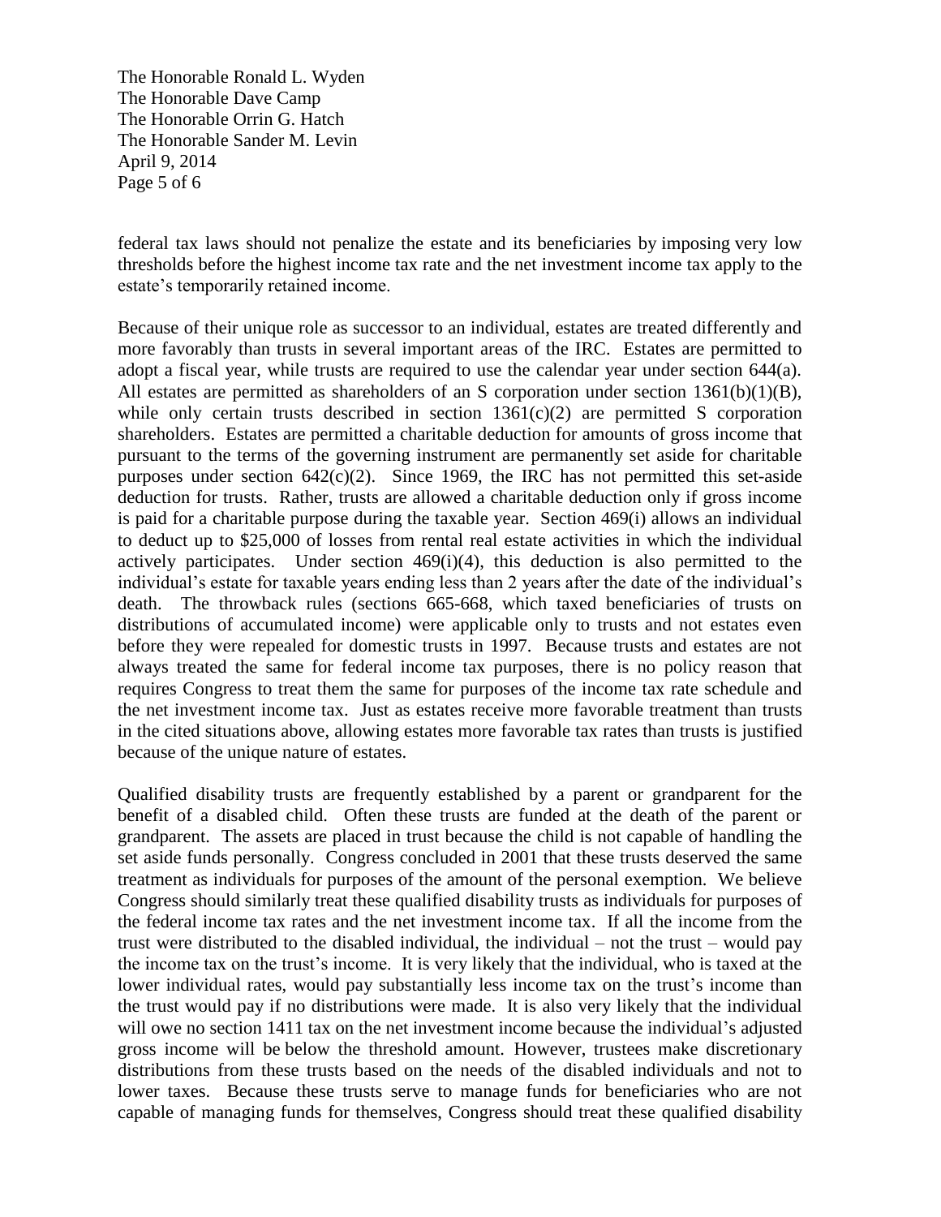federal tax laws should not penalize the estate and its beneficiaries by imposing very low thresholds before the highest income tax rate and the net investment income tax apply to the estate's temporarily retained income.

Because of their unique role as successor to an individual, estates are treated differently and more favorably than trusts in several important areas of the IRC. Estates are permitted to adopt a fiscal year, while trusts are required to use the calendar year under section 644(a). All estates are permitted as shareholders of an S corporation under section 1361(b)(1)(B), while only certain trusts described in section 1361(c)(2) are permitted S corporation shareholders. Estates are permitted a charitable deduction for amounts of gross income that pursuant to the terms of the governing instrument are permanently set aside for charitable purposes under section 642(c)(2). Since 1969, the IRC has not permitted this set-aside deduction for trusts. Rather, trusts are allowed a charitable deduction only if gross income is paid for a charitable purpose during the taxable year. Section 469(i) allows an individual to deduct up to $25,000 of losses from rental real estate activities in which the individual actively participates. Under section 469(i)(4), this deduction is also permitted to the individual's estate for taxable years ending less than 2 years after the date of the individual's death. The throwback rules (sections 665-668, which taxed beneficiaries of trusts on distributions of accumulated income) were applicable only to trusts and not estates even before they were repealed for domestic trusts in 1997. Because trusts and estates are not always treated the same for federal income tax purposes, there is no policy reason that requires Congress to treat them the same for purposes of the income tax rate schedule and the net investment income tax. Just as estates receive more favorable treatment than trusts in the cited situations above, allowing estates more favorable tax rates than trusts is justified because of the unique nature of estates.

Qualified disability trusts are frequently established by a parent or grandparent for the benefit of a disabled child. Often these trusts are funded at the death of the parent or grandparent. The assets are placed in trust because the child is not capable of handling the set aside funds personally. Congress concluded in 2001 that these trusts deserved the same treatment as individuals for purposes of the amount of the personal exemption. We believe Congress should similarly treat these qualified disability trusts as individuals for purposes of the federal income tax rates and the net investment income tax. If all the income from the trust were distributed to the disabled individual, the individual – not the trust – would pay the income tax on the trust's income. It is very likely that the individual, who is taxed at the lower individual rates, would pay substantially less income tax on the trust's income than the trust would pay if no distributions were made. It is also very likely that the individual will owe no section 1411 tax on the net investment income because the individual's adjusted gross income will be below the threshold amount. However, trustees make discretionary distributions from these trusts based on the needs of the disabled individuals and not to lower taxes. Because these trusts serve to manage funds for beneficiaries who are not capable of managing funds for themselves, Congress should treat these qualified disability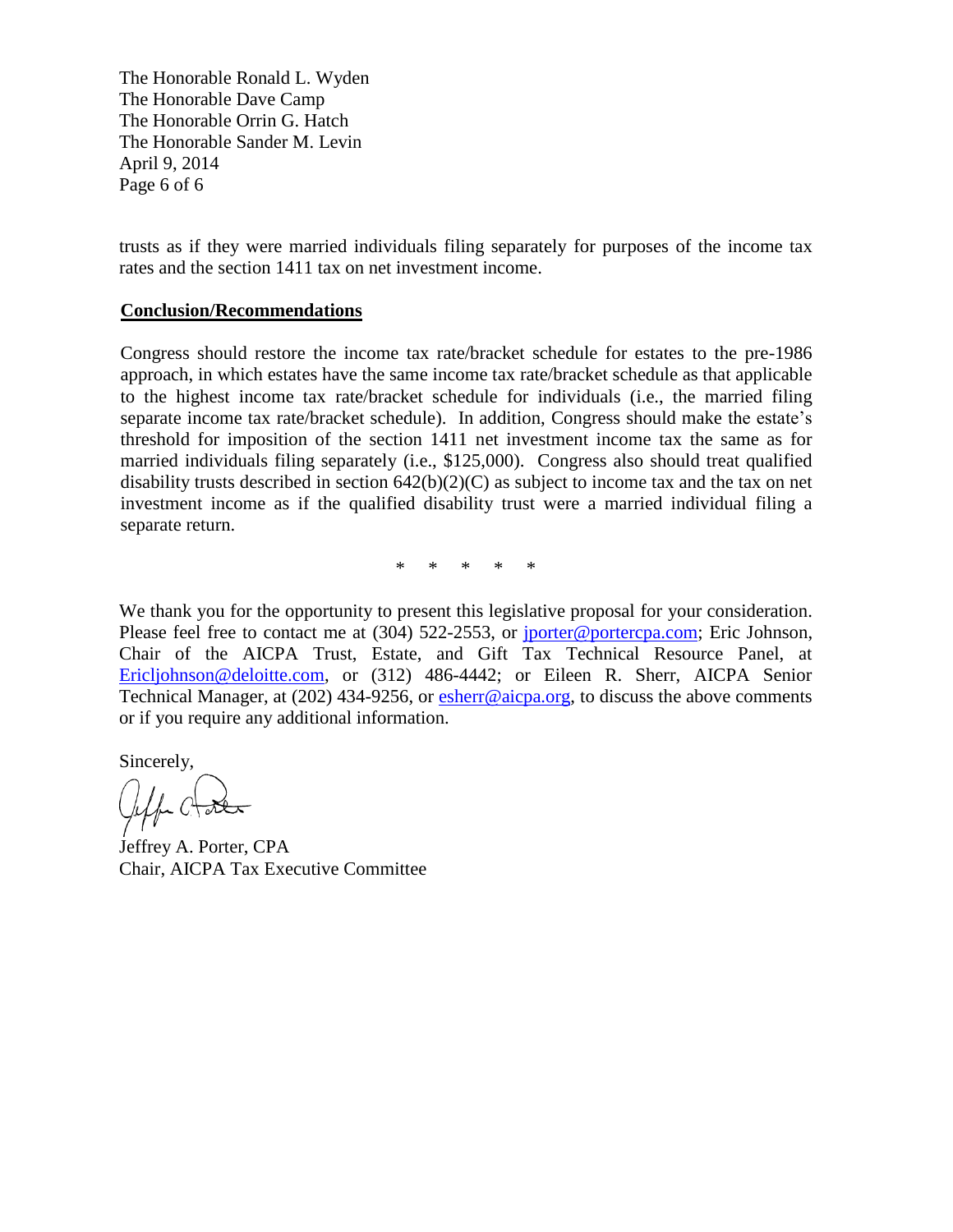trusts as if they were married individuals filing separately for purposes of the income tax rates and the section 1411 tax on net investment income.

**Conclusion/Recommendations**

Congress should restore the income tax rate/bracket schedule for estates to the pre-1986 approach, in which estates have the same income tax rate/bracket schedule as that applicable to the highest income tax rate/bracket schedule for individuals (i.e., the married filing separate income tax rate/bracket schedule). In addition, Congress should make the estate's threshold for imposition of the section 1411 net investment income tax the same as for married individuals filing separately (i.e., $125,000). Congress also should treat qualified disability trusts described in section 642(b)(2)(C) as subject to income tax and the tax on net investment income as if the qualified disability trust were a married individual filing a separate return.

\* \* \* \* \*

We thank you for the opportunity to present this legislative proposal for your consideration. Please feel free to contact me at (304) 522-2553, or jporter@portercpa.com; Eric Johnson, Chair of the AICPA Trust, Estate, and Gift Tax Technical Resource Panel, at Ericljohnson@deloitte.com, or (312) 486-4442; or Eileen R. Sherr, AICPA Senior Technical Manager, at (202) 434-9256, or esherr@aicpa.org, to discuss the above comments or if you require any additional information.

Sincerely,

Jeffrey A. Porter, CPA
Chair, AICPA Tax Executive Committee